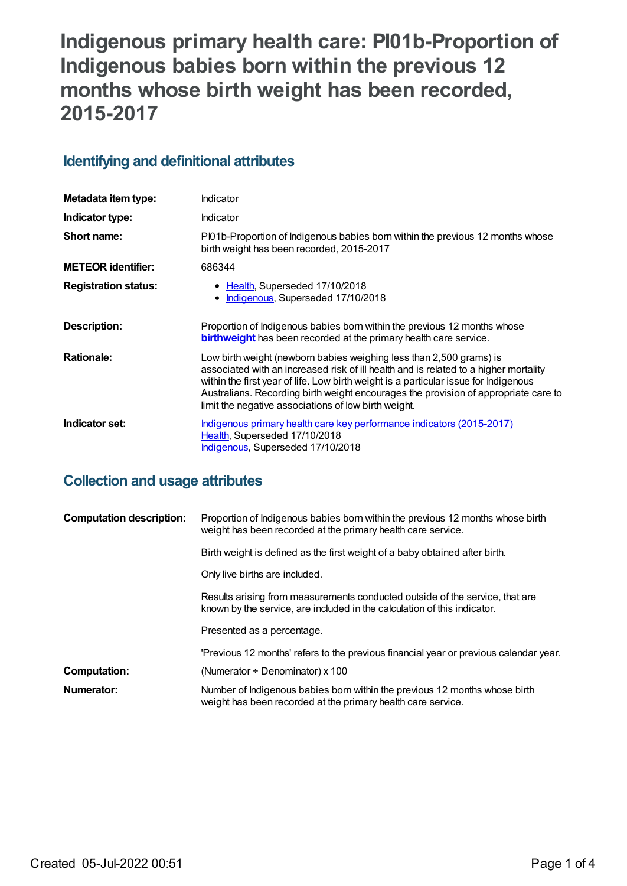# Indigenous primary health care: PI01b-Proportion of Indigenous babies born within the previous 12 months whose birth weight has been recorded, 2015-2017

## Identifying and definitional attributes

| | |
|---|---|
| **Metadata item type:** | Indicator |
| **Indicator type:** | Indicator |
| **Short name:** | PI01b-Proportion of Indigenous babies born within the previous 12 months whose birth weight has been recorded, 2015-2017 |
| **METEOR identifier:** | 686344 |
| **Registration status:** | • Health, Superseded 17/10/2018<br>• Indigenous, Superseded 17/10/2018 |
| **Description:** | Proportion of Indigenous babies born within the previous 12 months whose **birthweight** has been recorded at the primary health care service. |
| **Rationale:** | Low birth weight (newborn babies weighing less than 2,500 grams) is associated with an increased risk of ill health and is related to a higher mortality within the first year of life. Low birth weight is a particular issue for Indigenous Australians. Recording birth weight encourages the provision of appropriate care to limit the negative associations of low birth weight. |
| **Indicator set:** | Indigenous primary health care key performance indicators (2015-2017)<br>Health, Superseded 17/10/2018<br>Indigenous, Superseded 17/10/2018 |

## Collection and usage attributes

| | |
|---|---|
| **Computation description:** | Proportion of Indigenous babies born within the previous 12 months whose birth weight has been recorded at the primary health care service.<br><br>Birth weight is defined as the first weight of a baby obtained after birth.<br><br>Only live births are included.<br><br>Results arising from measurements conducted outside of the service, that are known by the service, are included in the calculation of this indicator.<br><br>Presented as a percentage.<br><br>'Previous 12 months' refers to the previous financial year or previous calendar year. |
| **Computation:** | (Numerator ÷ Denominator) x 100 |
| **Numerator:** | Number of Indigenous babies born within the previous 12 months whose birth weight has been recorded at the primary health care service. |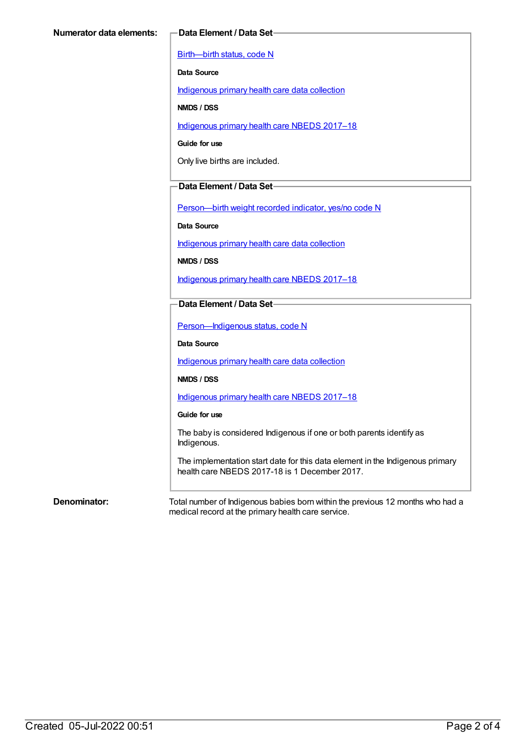**Numerator data elements:**

**Data Element / Data Set**

Birth—birth status, code N

**Data Source**

Indigenous primary health care data collection

**NMDS / DSS**

Indigenous primary health care NBEDS 2017–18

**Guide for use**

Only live births are included.

**Data Element / Data Set**

Person—birth weight recorded indicator, yes/no code N

**Data Source**

Indigenous primary health care data collection

**NMDS / DSS**

Indigenous primary health care NBEDS 2017–18

**Data Element / Data Set**

Person—Indigenous status, code N

**Data Source**

Indigenous primary health care data collection

**NMDS / DSS**

Indigenous primary health care NBEDS 2017–18

**Guide for use**

The baby is considered Indigenous if one or both parents identify as Indigenous.

The implementation start date for this data element in the Indigenous primary health care NBEDS 2017-18 is 1 December 2017.

**Denominator:**

Total number of Indigenous babies born within the previous 12 months who had a medical record at the primary health care service.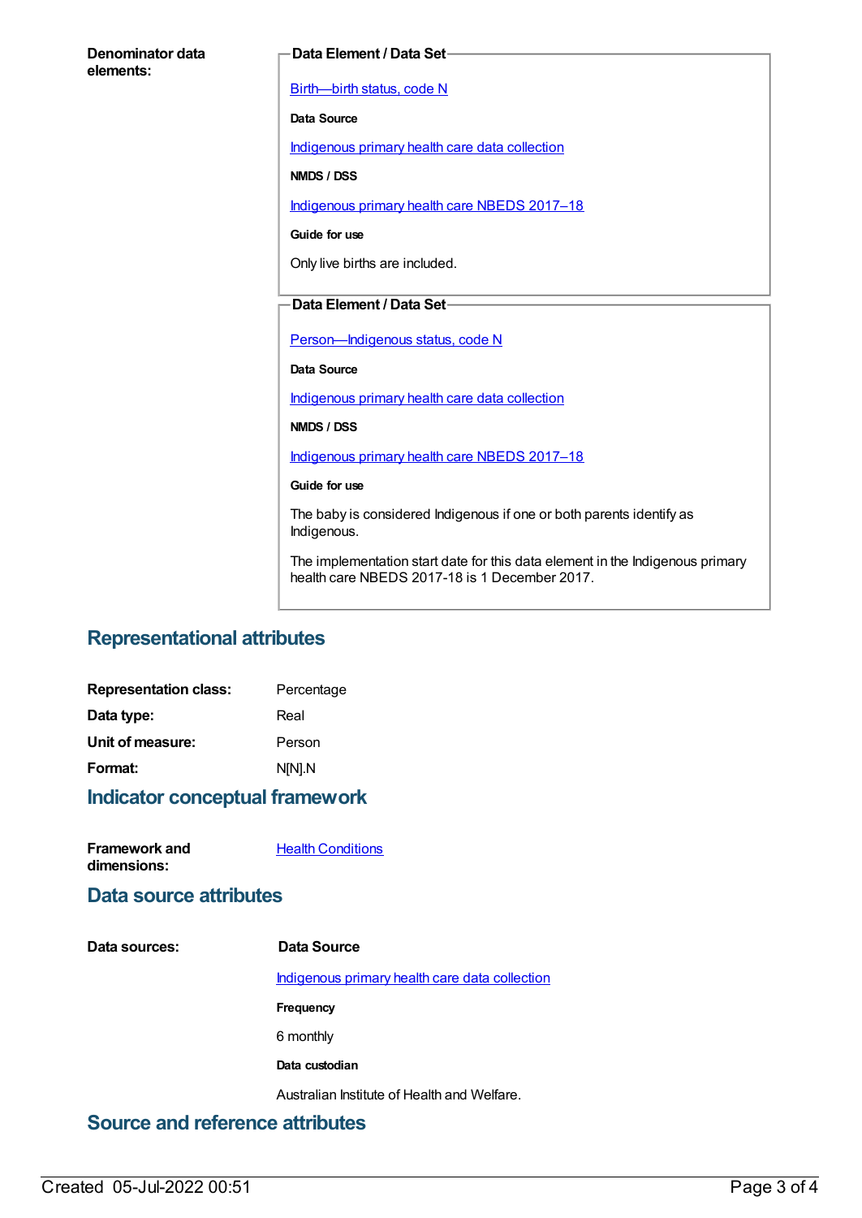**Denominator data elements:**

**Data Element / Data Set**

[Birth—birth status, code N](#)

**Data Source**

[Indigenous primary health care data collection](#)

**NMDS / DSS**

[Indigenous primary health care NBEDS 2017–18](#)

**Guide for use**

Only live births are included.

**Data Element / Data Set**

[Person—Indigenous status, code N](#)

**Data Source**

[Indigenous primary health care data collection](#)

**NMDS / DSS**

[Indigenous primary health care NBEDS 2017–18](#)

**Guide for use**

The baby is considered Indigenous if one or both parents identify as Indigenous.

The implementation start date for this data element in the Indigenous primary health care NBEDS 2017-18 is 1 December 2017.

## Representational attributes

**Representation class:** Percentage

**Data type:** Real

**Unit of measure:** Person

**Format:** N[N].N

## Indicator conceptual framework

**Framework and dimensions:** [Health Conditions](#)

## Data source attributes

**Data sources:**

**Data Source**

[Indigenous primary health care data collection](#)

**Frequency**

6 monthly

**Data custodian**

Australian Institute of Health and Welfare.

## Source and reference attributes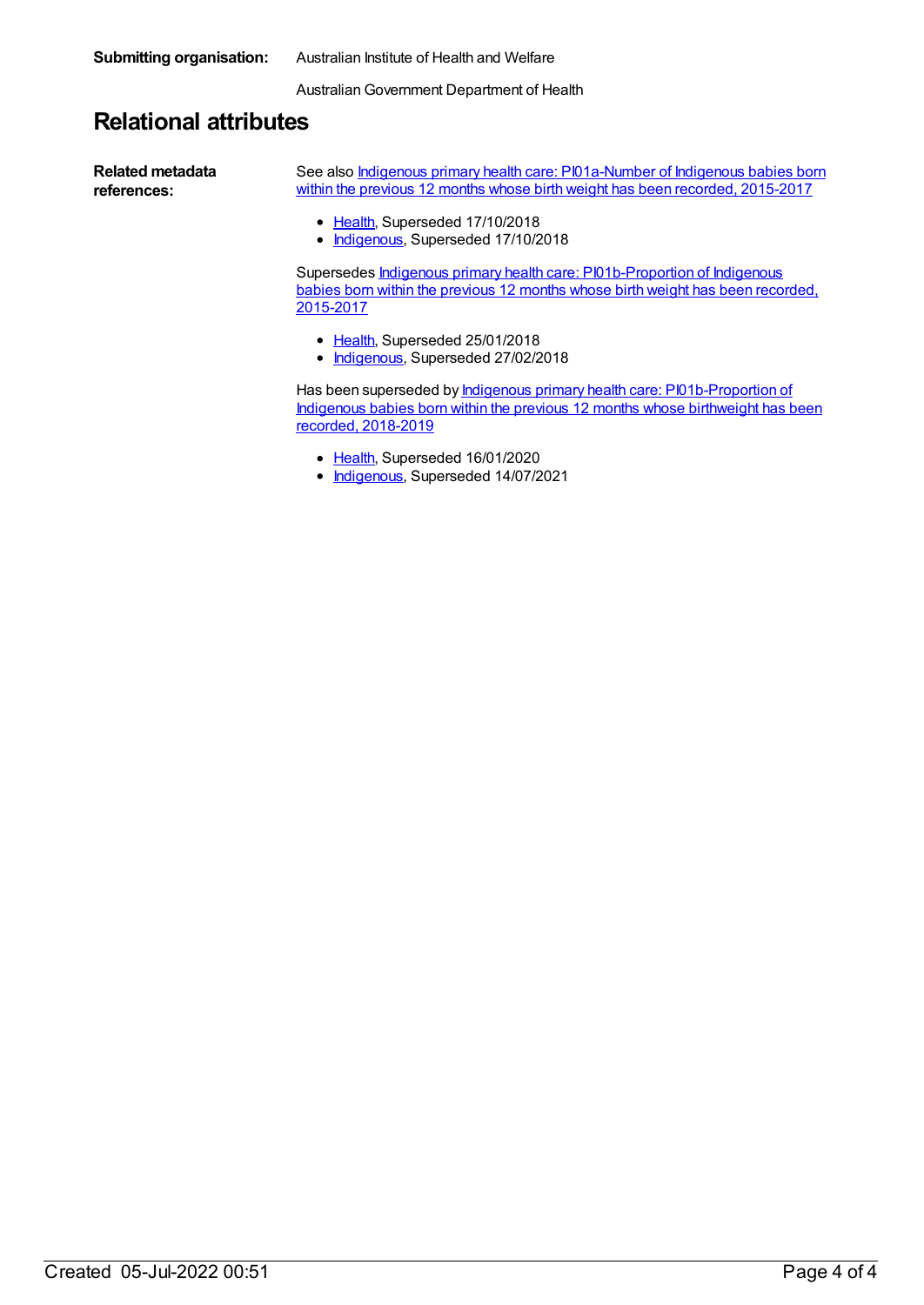**Submitting organisation:** Australian Institute of Health and Welfare

Australian Government Department of Health

## Relational attributes

**Related metadata references:**

See also Indigenous primary health care: PI01a-Number of Indigenous babies born within the previous 12 months whose birth weight has been recorded, 2015-2017

- Health, Superseded 17/10/2018
- Indigenous, Superseded 17/10/2018

Supersedes Indigenous primary health care: PI01b-Proportion of Indigenous babies born within the previous 12 months whose birth weight has been recorded, 2015-2017

- Health, Superseded 25/01/2018
- Indigenous, Superseded 27/02/2018

Has been superseded by Indigenous primary health care: PI01b-Proportion of Indigenous babies born within the previous 12 months whose birthweight has been recorded, 2018-2019

- Health, Superseded 16/01/2020
- Indigenous, Superseded 14/07/2021